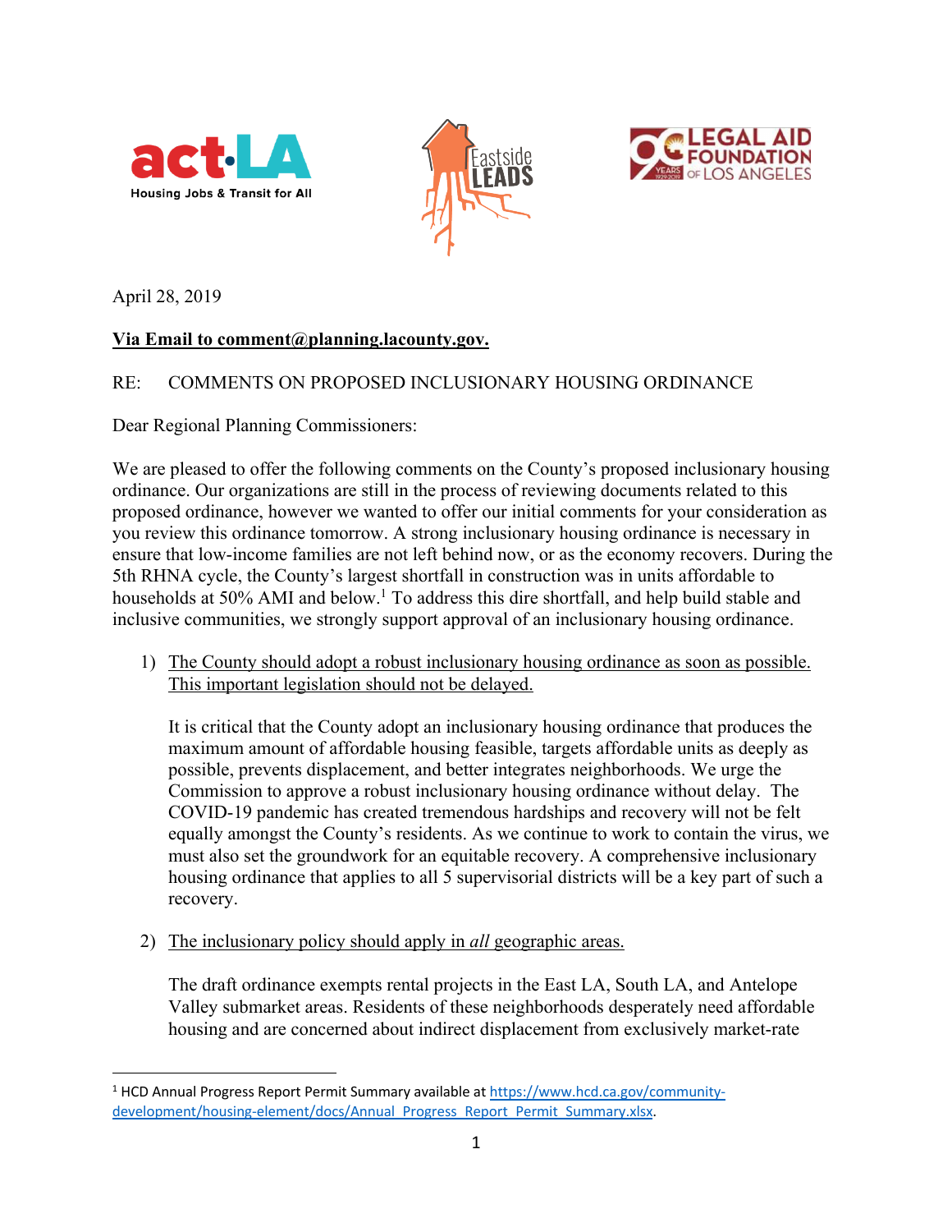act·LA Housing Jobs & Transit for All

Eastside LEADS

LEGAL AID FOUNDATION OF LOS ANGELES

April 28, 2019

**Via Email to comment@planning.lacounty.gov.**

RE: COMMENTS ON PROPOSED INCLUSIONARY HOUSING ORDINANCE

Dear Regional Planning Commissioners:

We are pleased to offer the following comments on the County's proposed inclusionary housing ordinance. Our organizations are still in the process of reviewing documents related to this proposed ordinance, however we wanted to offer our initial comments for your consideration as you review this ordinance tomorrow. A strong inclusionary housing ordinance is necessary in ensure that low-income families are not left behind now, or as the economy recovers. During the 5th RHNA cycle, the County's largest shortfall in construction was in units affordable to households at 50% AMI and below.[1] To address this dire shortfall, and help build stable and inclusive communities, we strongly support approval of an inclusionary housing ordinance.

1) The County should adopt a robust inclusionary housing ordinance as soon as possible. This important legislation should not be delayed.

   It is critical that the County adopt an inclusionary housing ordinance that produces the maximum amount of affordable housing feasible, targets affordable units as deeply as possible, prevents displacement, and better integrates neighborhoods. We urge the Commission to approve a robust inclusionary housing ordinance without delay. The COVID-19 pandemic has created tremendous hardships and recovery will not be felt equally amongst the County's residents. As we continue to work to contain the virus, we must also set the groundwork for an equitable recovery. A comprehensive inclusionary housing ordinance that applies to all 5 supervisorial districts will be a key part of such a recovery.

2) The inclusionary policy should apply in *all* geographic areas.

   The draft ordinance exempts rental projects in the East LA, South LA, and Antelope Valley submarket areas. Residents of these neighborhoods desperately need affordable housing and are concerned about indirect displacement from exclusively market-rate

[1] HCD Annual Progress Report Permit Summary available at https://www.hcd.ca.gov/community-development/housing-element/docs/Annual_Progress_Report_Permit_Summary.xlsx.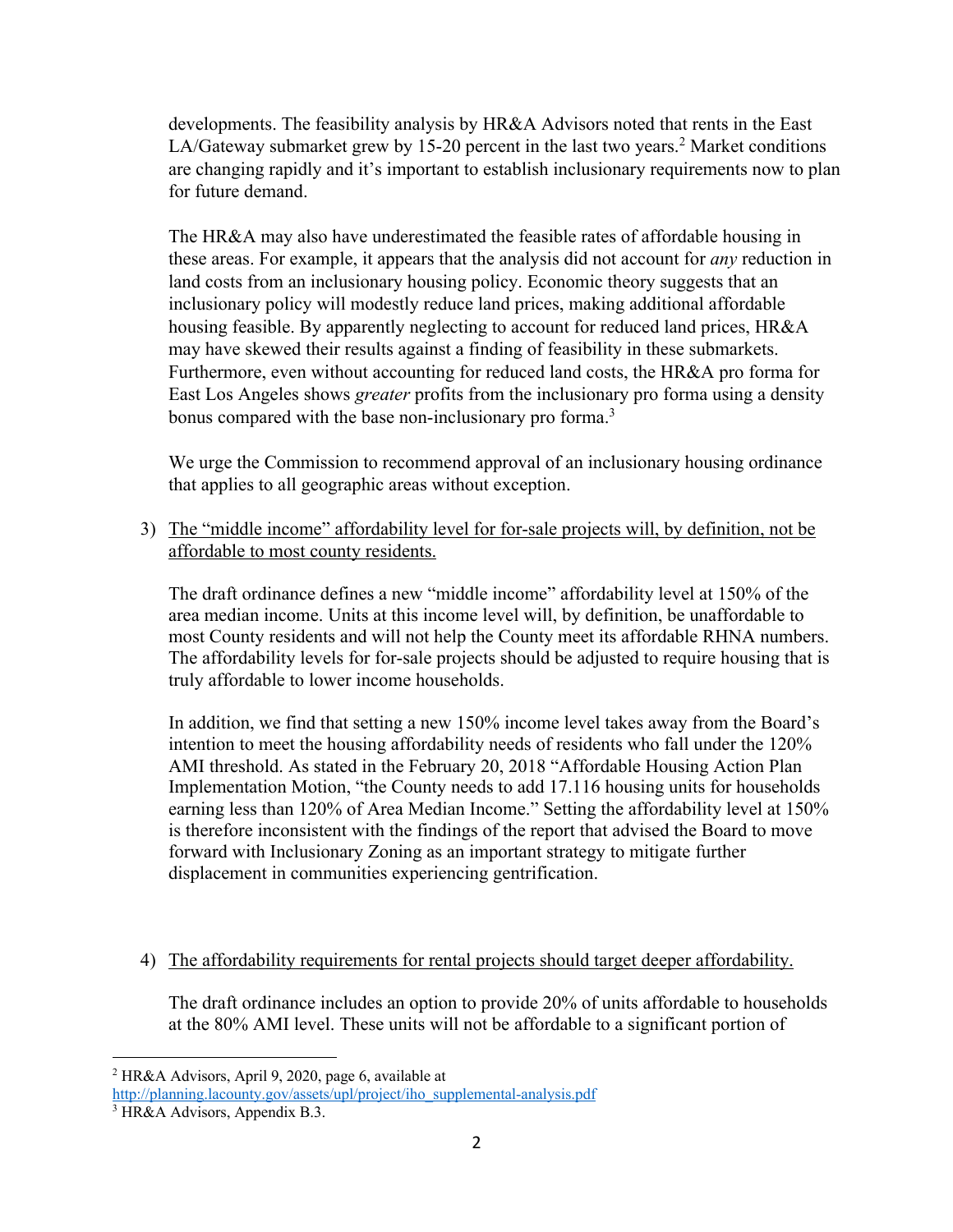developments. The feasibility analysis by HR&A Advisors noted that rents in the East LA/Gateway submarket grew by 15-20 percent in the last two years.[2] Market conditions are changing rapidly and it's important to establish inclusionary requirements now to plan for future demand.

The HR&A may also have underestimated the feasible rates of affordable housing in these areas. For example, it appears that the analysis did not account for *any* reduction in land costs from an inclusionary housing policy. Economic theory suggests that an inclusionary policy will modestly reduce land prices, making additional affordable housing feasible. By apparently neglecting to account for reduced land prices, HR&A may have skewed their results against a finding of feasibility in these submarkets. Furthermore, even without accounting for reduced land costs, the HR&A pro forma for East Los Angeles shows *greater* profits from the inclusionary pro forma using a density bonus compared with the base non-inclusionary pro forma.[3]

We urge the Commission to recommend approval of an inclusionary housing ordinance that applies to all geographic areas without exception.

3) <u>The "middle income" affordability level for for-sale projects will, by definition, not be affordable to most county residents.</u>

   The draft ordinance defines a new "middle income" affordability level at 150% of the area median income. Units at this income level will, by definition, be unaffordable to most County residents and will not help the County meet its affordable RHNA numbers. The affordability levels for for-sale projects should be adjusted to require housing that is truly affordable to lower income households.

   In addition, we find that setting a new 150% income level takes away from the Board's intention to meet the housing affordability needs of residents who fall under the 120% AMI threshold. As stated in the February 20, 2018 "Affordable Housing Action Plan Implementation Motion, "the County needs to add 17.116 housing units for households earning less than 120% of Area Median Income." Setting the affordability level at 150% is therefore inconsistent with the findings of the report that advised the Board to move forward with Inclusionary Zoning as an important strategy to mitigate further displacement in communities experiencing gentrification.

4) <u>The affordability requirements for rental projects should target deeper affordability.</u>

   The draft ordinance includes an option to provide 20% of units affordable to households at the 80% AMI level. These units will not be affordable to a significant portion of

---

[2] HR&A Advisors, April 9, 2020, page 6, available at http://planning.lacounty.gov/assets/upl/project/iho_supplemental-analysis.pdf

[3] HR&A Advisors, Appendix B.3.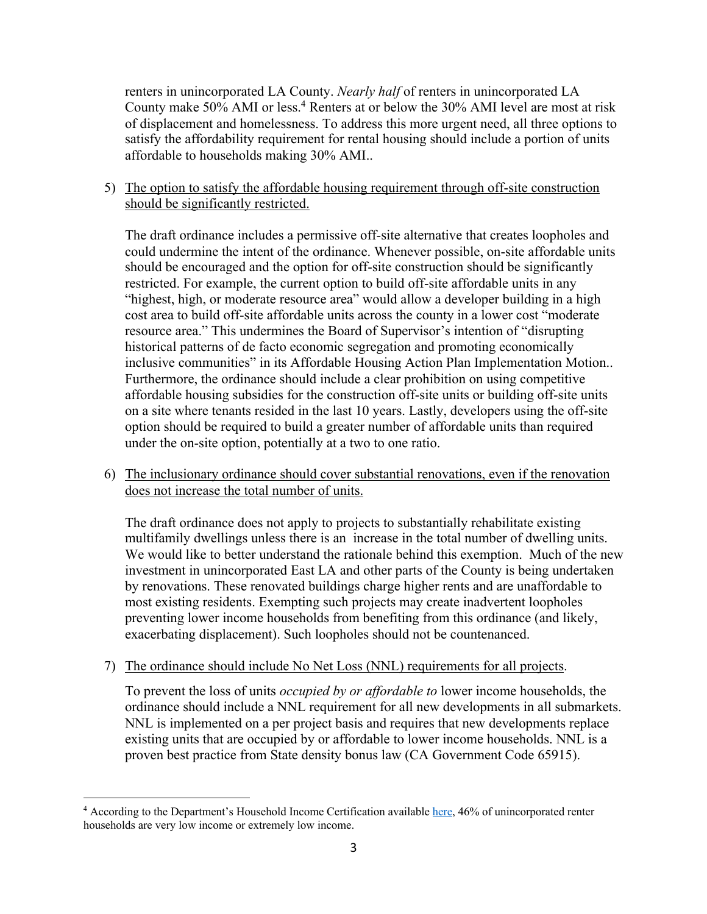renters in unincorporated LA County. *Nearly half* of renters in unincorporated LA County make 50% AMI or less.[4] Renters at or below the 30% AMI level are most at risk of displacement and homelessness. To address this more urgent need, all three options to satisfy the affordability requirement for rental housing should include a portion of units affordable to households making 30% AMI..

5) The option to satisfy the affordable housing requirement through off-site construction should be significantly restricted.

   The draft ordinance includes a permissive off-site alternative that creates loopholes and could undermine the intent of the ordinance. Whenever possible, on-site affordable units should be encouraged and the option for off-site construction should be significantly restricted. For example, the current option to build off-site affordable units in any "highest, high, or moderate resource area" would allow a developer building in a high cost area to build off-site affordable units across the county in a lower cost "moderate resource area." This undermines the Board of Supervisor's intention of "disrupting historical patterns of de facto economic segregation and promoting economically inclusive communities" in its Affordable Housing Action Plan Implementation Motion.. Furthermore, the ordinance should include a clear prohibition on using competitive affordable housing subsidies for the construction off-site units or building off-site units on a site where tenants resided in the last 10 years. Lastly, developers using the off-site option should be required to build a greater number of affordable units than required under the on-site option, potentially at a two to one ratio.

6) The inclusionary ordinance should cover substantial renovations, even if the renovation does not increase the total number of units.

   The draft ordinance does not apply to projects to substantially rehabilitate existing multifamily dwellings unless there is an increase in the total number of dwelling units. We would like to better understand the rationale behind this exemption. Much of the new investment in unincorporated East LA and other parts of the County is being undertaken by renovations. These renovated buildings charge higher rents and are unaffordable to most existing residents. Exempting such projects may create inadvertent loopholes preventing lower income households from benefiting from this ordinance (and likely, exacerbating displacement). Such loopholes should not be countenanced.

7) The ordinance should include No Net Loss (NNL) requirements for all projects.

   To prevent the loss of units *occupied by or affordable to* lower income households, the ordinance should include a NNL requirement for all new developments in all submarkets. NNL is implemented on a per project basis and requires that new developments replace existing units that are occupied by or affordable to lower income households. NNL is a proven best practice from State density bonus law (CA Government Code 65915).

---

[4] According to the Department's Household Income Certification available here, 46% of unincorporated renter households are very low income or extremely low income.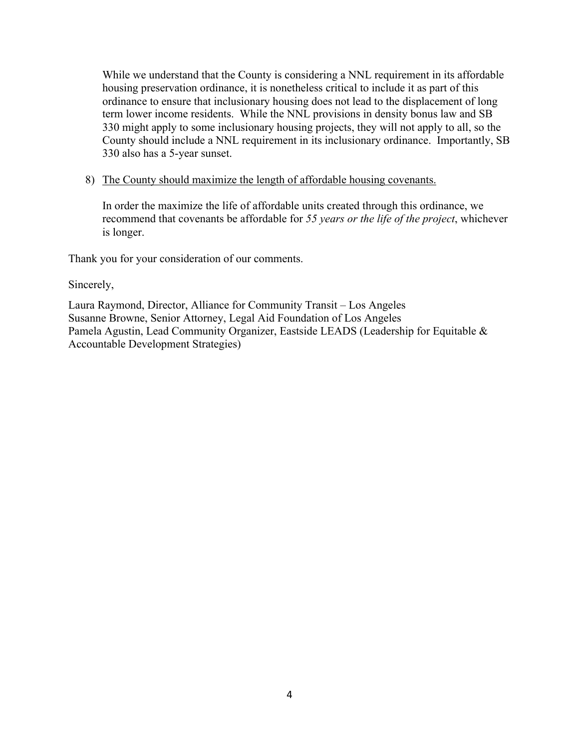While we understand that the County is considering a NNL requirement in its affordable housing preservation ordinance, it is nonetheless critical to include it as part of this ordinance to ensure that inclusionary housing does not lead to the displacement of long term lower income residents. While the NNL provisions in density bonus law and SB 330 might apply to some inclusionary housing projects, they will not apply to all, so the County should include a NNL requirement in its inclusionary ordinance. Importantly, SB 330 also has a 5-year sunset.

8) <u>The County should maximize the length of affordable housing covenants.</u>

   In order the maximize the life of affordable units created through this ordinance, we recommend that covenants be affordable for *55 years or the life of the project*, whichever is longer.

Thank you for your consideration of our comments.

Sincerely,

Laura Raymond, Director, Alliance for Community Transit – Los Angeles
Susanne Browne, Senior Attorney, Legal Aid Foundation of Los Angeles
Pamela Agustin, Lead Community Organizer, Eastside LEADS (Leadership for Equitable & Accountable Development Strategies)